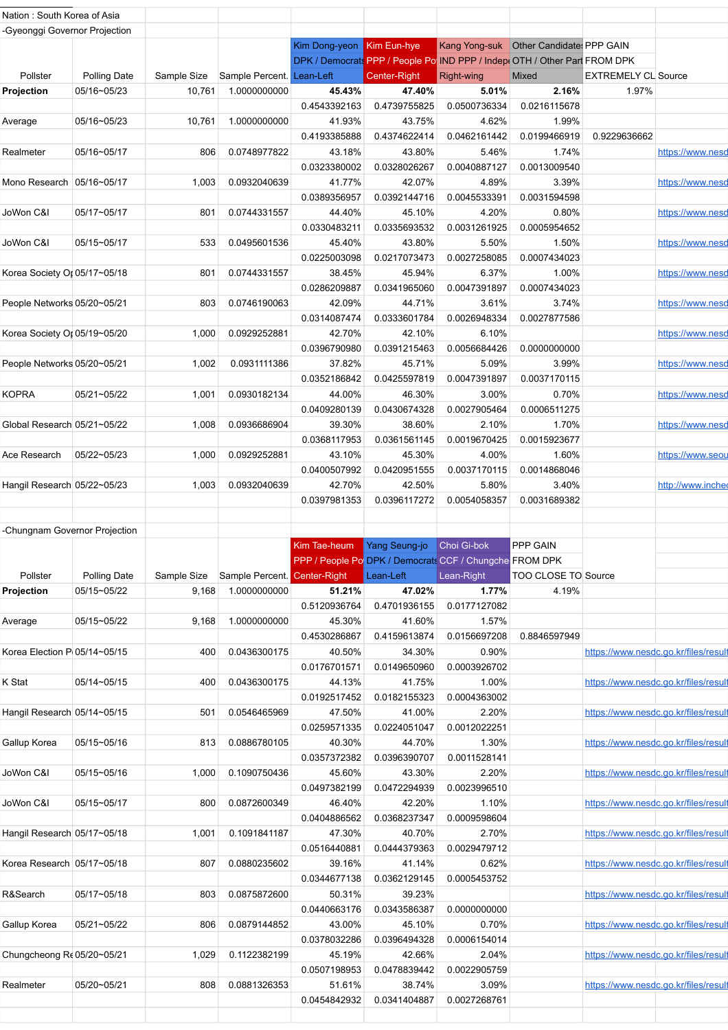Nation : South Korea of Asia

-Gyeonggi Governor Projection

| Pollster | Polling Date | Sample Size | Sample Percent. | Kim Dong-yeon | Kim Eun-hye | Kang Yong-suk | Other Candidates | PPP GAIN | Source |
|---|---|---|---|---|---|---|---|---|---|
| | | | | DPK / Democrats | PPP / People Po | IND PPP / Indepe | OTH / Other Part | FROM DPK | |
| | | | | Lean-Left | Center-Right | Right-wing | Mixed | EXTREMELY CL | |
| **Projection** | 05/16~05/23 | 10,761 | 1.0000000000 | **45.43%** | **47.40%** | **5.01%** | **2.16%** | 1.97% | |
| | | | | 0.4543392163 | 0.4739755825 | 0.0500736334 | 0.0216115678 | | |
| Average | 05/16~05/23 | 10,761 | 1.0000000000 | 41.93% | 43.75% | 4.62% | 1.99% | | |
| | | | | 0.4193385888 | 0.4374622414 | 0.0462161442 | 0.0199466919 | 0.9229636662 | |
| Realmeter | 05/16~05/17 | 806 | 0.0748977822 | 43.18% | 43.80% | 5.46% | 1.74% | | https://www.nesd |
| | | | | 0.0323380002 | 0.0328026267 | 0.0040887127 | 0.0013009540 | | |
| Mono Research | 05/16~05/17 | 1,003 | 0.0932040639 | 41.77% | 42.07% | 4.89% | 3.39% | | https://www.nesd |
| | | | | 0.0389356957 | 0.0392144716 | 0.0045533391 | 0.0031594598 | | |
| JoWon C&I | 05/17~05/17 | 801 | 0.0744331557 | 44.40% | 45.10% | 4.20% | 0.80% | | https://www.nesd |
| | | | | 0.0330483211 | 0.0335693532 | 0.0031261925 | 0.0005954652 | | |
| JoWon C&I | 05/15~05/17 | 533 | 0.0495601536 | 45.40% | 43.80% | 5.50% | 1.50% | | https://www.nesd |
| | | | | 0.0225003098 | 0.0217073473 | 0.0027258085 | 0.0007434023 | | |
| Korea Society Op | 05/17~05/18 | 801 | 0.0744331557 | 38.45% | 45.94% | 6.37% | 1.00% | | https://www.nesd |
| | | | | 0.0286209887 | 0.0341965060 | 0.0047391897 | 0.0007434023 | | |
| People Networks | 05/20~05/21 | 803 | 0.0746190063 | 42.09% | 44.71% | 3.61% | 3.74% | | https://www.nesd |
| | | | | 0.0314087474 | 0.0333601784 | 0.0026948334 | 0.0027877586 | | |
| Korea Society Op | 05/19~05/20 | 1,000 | 0.0929252881 | 42.70% | 42.10% | 6.10% | | | https://www.nesd |
| | | | | 0.0396790980 | 0.0391215463 | 0.0056684426 | 0.0000000000 | | |
| People Networks | 05/20~05/21 | 1,002 | 0.0931111386 | 37.82% | 45.71% | 5.09% | 3.99% | | https://www.nesd |
| | | | | 0.0352186842 | 0.0425597819 | 0.0047391897 | 0.0037170115 | | |
| KOPRA | 05/21~05/22 | 1,001 | 0.0930182134 | 44.00% | 46.30% | 3.00% | 0.70% | | https://www.nesd |
| | | | | 0.0409280139 | 0.0430674328 | 0.0027905464 | 0.0006511275 | | |
| Global Research | 05/21~05/22 | 1,008 | 0.0936686904 | 39.30% | 38.60% | 2.10% | 1.70% | | https://www.nesd |
| | | | | 0.0368117953 | 0.0361561145 | 0.0019670425 | 0.0015923677 | | |
| Ace Research | 05/22~05/23 | 1,000 | 0.0929252881 | 43.10% | 45.30% | 4.00% | 1.60% | | https://www.seou |
| | | | | 0.0400507992 | 0.0420951555 | 0.0037170115 | 0.0014868046 | | |
| Hangil Research | 05/22~05/23 | 1,003 | 0.0932040639 | 42.70% | 42.50% | 5.80% | 3.40% | | http://www.inche |
| | | | | 0.0397981353 | 0.0396117272 | 0.0054058357 | 0.0031689382 | | |

-Chungnam Governor Projection

| Pollster | Polling Date | Sample Size | Sample Percent. | Kim Tae-heum | Yang Seung-jo | Choi Gi-bok | PPP GAIN | Source |
|---|---|---|---|---|---|---|---|---|
| | | | | PPP / People Po | DPK / Democrats | CCF / Chungche | FROM DPK | |
| | | | | Center-Right | Lean-Left | Lean-Right | TOO CLOSE TO | |
| **Projection** | 05/15~05/22 | 9,168 | 1.0000000000 | **51.21%** | **47.02%** | **1.77%** | 4.19% | |
| | | | | 0.5120936764 | 0.4701936155 | 0.0177127082 | | |
| Average | 05/15~05/22 | 9,168 | 1.0000000000 | 45.30% | 41.60% | 1.57% | | |
| | | | | 0.4530286867 | 0.4159613874 | 0.0156697208 | 0.8846597949 | |
| Korea Election P | 05/14~05/15 | 400 | 0.0436300175 | 40.50% | 34.30% | 0.90% | | https://www.nesdc.go.kr/files/result |
| | | | | 0.0176701571 | 0.0149650960 | 0.0003926702 | | |
| K Stat | 05/14~05/15 | 400 | 0.0436300175 | 44.13% | 41.75% | 1.00% | | https://www.nesdc.go.kr/files/result |
| | | | | 0.0192517452 | 0.0182155323 | 0.0004363002 | | |
| Hangil Research | 05/14~05/15 | 501 | 0.0546465969 | 47.50% | 41.00% | 2.20% | | https://www.nesdc.go.kr/files/result |
| | | | | 0.0259571335 | 0.0224051047 | 0.0012022251 | | |
| Gallup Korea | 05/15~05/16 | 813 | 0.0886780105 | 40.30% | 44.70% | 1.30% | | https://www.nesdc.go.kr/files/result |
| | | | | 0.0357372382 | 0.0396390707 | 0.0011528141 | | |
| JoWon C&I | 05/15~05/16 | 1,000 | 0.1090750436 | 45.60% | 43.30% | 2.20% | | https://www.nesdc.go.kr/files/result |
| | | | | 0.0497382199 | 0.0472294939 | 0.0023996510 | | |
| JoWon C&I | 05/15~05/17 | 800 | 0.0872600349 | 46.40% | 42.20% | 1.10% | | https://www.nesdc.go.kr/files/result |
| | | | | 0.0404886562 | 0.0368237347 | 0.0009598604 | | |
| Hangil Research | 05/17~05/18 | 1,001 | 0.1091841187 | 47.30% | 40.70% | 2.70% | | https://www.nesdc.go.kr/files/result |
| | | | | 0.0516440881 | 0.0444379363 | 0.0029479712 | | |
| Korea Research | 05/17~05/18 | 807 | 0.0880235602 | 39.16% | 41.14% | 0.62% | | https://www.nesdc.go.kr/files/result |
| | | | | 0.0344677138 | 0.0362129145 | 0.0005453752 | | |
| R&Search | 05/17~05/18 | 803 | 0.0875872600 | 50.31% | 39.23% | | | https://www.nesdc.go.kr/files/result |
| | | | | 0.0440663176 | 0.0343586387 | 0.0000000000 | | |
| Gallup Korea | 05/21~05/22 | 806 | 0.0879144852 | 43.00% | 45.10% | 0.70% | | https://www.nesdc.go.kr/files/result |
| | | | | 0.0378032286 | 0.0396494328 | 0.0006154014 | | |
| Chungcheong Re | 05/20~05/21 | 1,029 | 0.1122382199 | 45.19% | 42.66% | 2.04% | | https://www.nesdc.go.kr/files/result |
| | | | | 0.0507198953 | 0.0478839442 | 0.0022905759 | | |
| Realmeter | 05/20~05/21 | 808 | 0.0881326353 | 51.61% | 38.74% | 3.09% | | https://www.nesdc.go.kr/files/result |
| | | | | 0.0454842932 | 0.0341404887 | 0.0027268761 | | |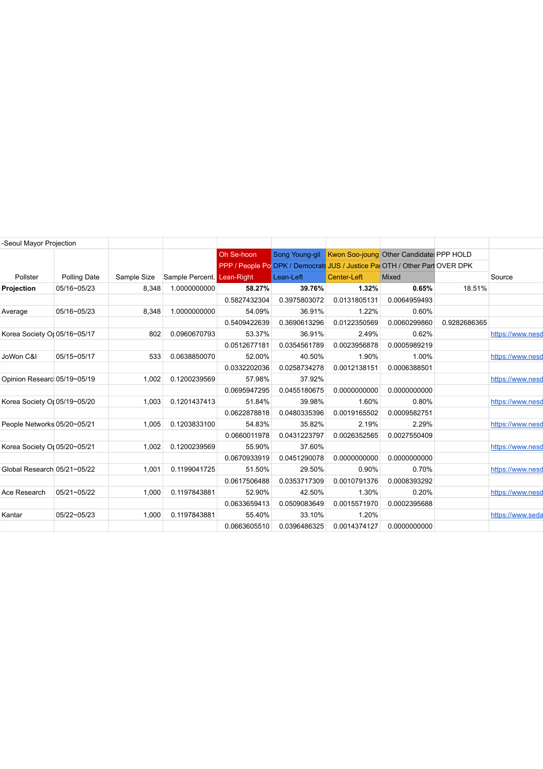| -Seoul Mayor Projection | | | | | | | | | |
|---|---|---|---|---|---|---|---|---|---|
| | | | | Oh Se-hoon | Song Young-gil | Kwon Soo-joung | Other Candidates | PPP HOLD | |
| | | | | PPP / People Po | DPK / Democrats | JUS / Justice Pa | OTH / Other Part | OVER DPK | |
| Pollster | Polling Date | Sample Size | Sample Percent. | Lean-Right | Lean-Left | Center-Left | Mixed | | Source |
| **Projection** | 05/16~05/23 | 8,348 | 1.0000000000 | **58.27%** | **39.76%** | **1.32%** | **0.65%** | 18.51% | |
| | | | | 0.5827432304 | 0.3975803072 | 0.0131805131 | 0.0064959493 | | |
| Average | 05/16~05/23 | 8,348 | 1.0000000000 | 54.09% | 36.91% | 1.22% | 0.60% | | |
| | | | | 0.5409422639 | 0.3690613296 | 0.0122350569 | 0.0060299860 | 0.9282686365 | |
| Korea Society Op | 05/16~05/17 | 802 | 0.0960670793 | 53.37% | 36.91% | 2.49% | 0.62% | | https://www.nesd |
| | | | | 0.0512677181 | 0.0354561789 | 0.0023956878 | 0.0005989219 | | |
| JoWon C&I | 05/15~05/17 | 533 | 0.0638850070 | 52.00% | 40.50% | 1.90% | 1.00% | | https://www.nesd |
| | | | | 0.0332202036 | 0.0258734278 | 0.0012138151 | 0.0006388501 | | |
| Opinion Researc | 05/19~05/19 | 1,002 | 0.1200239569 | 57.98% | 37.92% | | | | https://www.nesd |
| | | | | 0.0695947295 | 0.0455180675 | 0.0000000000 | 0.0000000000 | | |
| Korea Society Op | 05/19~05/20 | 1,003 | 0.1201437413 | 51.84% | 39.98% | 1.60% | 0.80% | | https://www.nesd |
| | | | | 0.0622878818 | 0.0480335396 | 0.0019165502 | 0.0009582751 | | |
| People Networks | 05/20~05/21 | 1,005 | 0.1203833100 | 54.83% | 35.82% | 2.19% | 2.29% | | https://www.nesd |
| | | | | 0.0660011978 | 0.0431223797 | 0.0026352565 | 0.0027550409 | | |
| Korea Society Op | 05/20~05/21 | 1,002 | 0.1200239569 | 55.90% | 37.60% | | | | https://www.nesd |
| | | | | 0.0670933919 | 0.0451290078 | 0.0000000000 | 0.0000000000 | | |
| Global Research | 05/21~05/22 | 1,001 | 0.1199041725 | 51.50% | 29.50% | 0.90% | 0.70% | | https://www.nesd |
| | | | | 0.0617506488 | 0.0353717309 | 0.0010791376 | 0.0008393292 | | |
| Ace Research | 05/21~05/22 | 1,000 | 0.1197843881 | 52.90% | 42.50% | 1.30% | 0.20% | | https://www.nesd |
| | | | | 0.0633659413 | 0.0509083649 | 0.0015571970 | 0.0002395688 | | |
| Kantar | 05/22~05/23 | 1,000 | 0.1197843881 | 55.40% | 33.10% | 1.20% | | | https://www.seda |
| | | | | 0.0663605510 | 0.0396486325 | 0.0014374127 | 0.0000000000 | | |